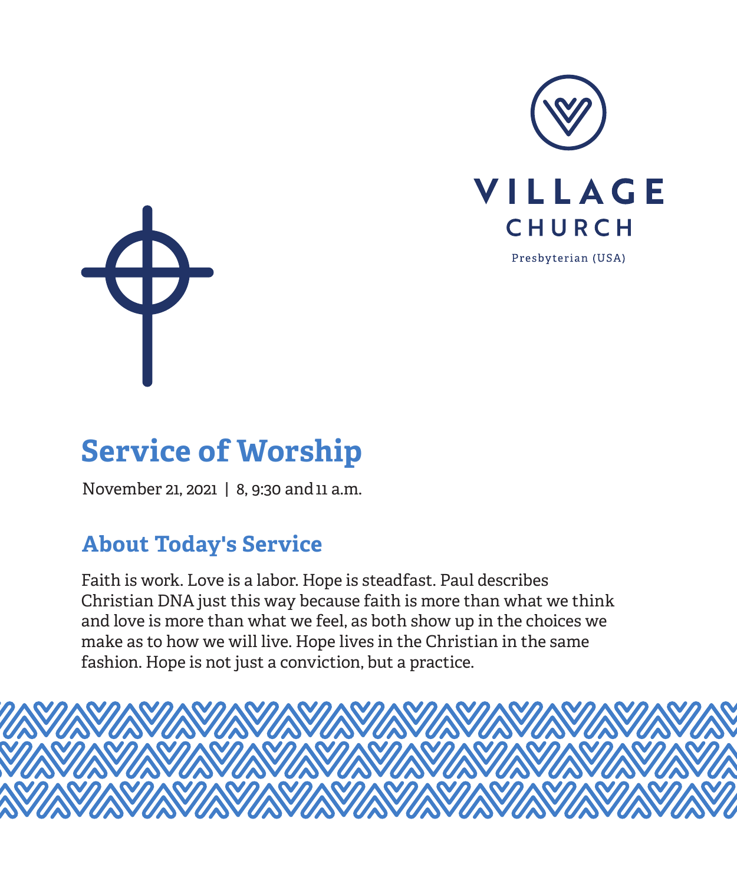VILLAGE CHURCH

Presbyterian (USA)

# Service of Worship

November 21, 2021 | 8, 9:30 and 11 a.m.

## About Today's Service

Faith is work. Love is a labor. Hope is steadfast. Paul describes Christian DNA just this way because faith is more than what we think and love is more than what we feel, as both show up in the choices we make as to how we will live. Hope lives in the Christian in the same fashion. Hope is not just a conviction, but a practice.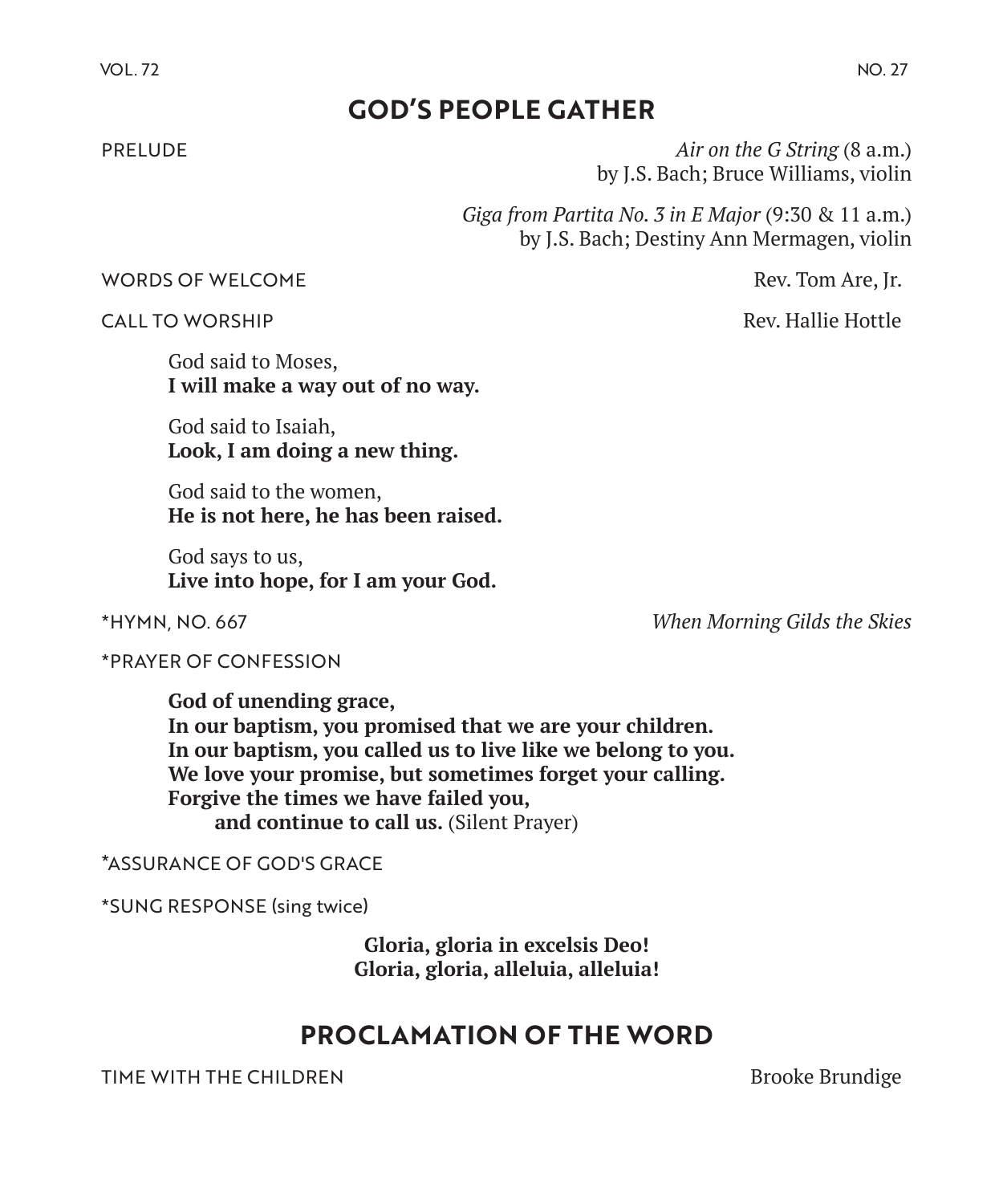## GOD'S PEOPLE GATHER

PRELUDE *Air on the G String* (8 a.m.)
by J.S. Bach; Bruce Williams, violin

*Giga from Partita No. 3 in E Major* (9:30 & 11 a.m.)
by J.S. Bach; Destiny Ann Mermagen, violin

WORDS OF WELCOME Rev. Tom Are, Jr.

CALL TO WORSHIP Rev. Hallie Hottle

God said to Moses,
**I will make a way out of no way.**

God said to Isaiah,
**Look, I am doing a new thing.**

God said to the women,
**He is not here, he has been raised.**

God says to us,
**Live into hope, for I am your God.**

*HYMN, NO. 667 *When Morning Gilds the Skies*

*PRAYER OF CONFESSION

**God of unending grace,**
**In our baptism, you promised that we are your children.**
**In our baptism, you called us to live like we belong to you.**
**We love your promise, but sometimes forget your calling.**
**Forgive the times we have failed you,**
**and continue to call us.** (Silent Prayer)

*ASSURANCE OF GOD'S GRACE

*SUNG RESPONSE (sing twice)

**Gloria, gloria in excelsis Deo!**
**Gloria, gloria, alleluia, alleluia!**

## PROCLAMATION OF THE WORD

TIME WITH THE CHILDREN Brooke Brundige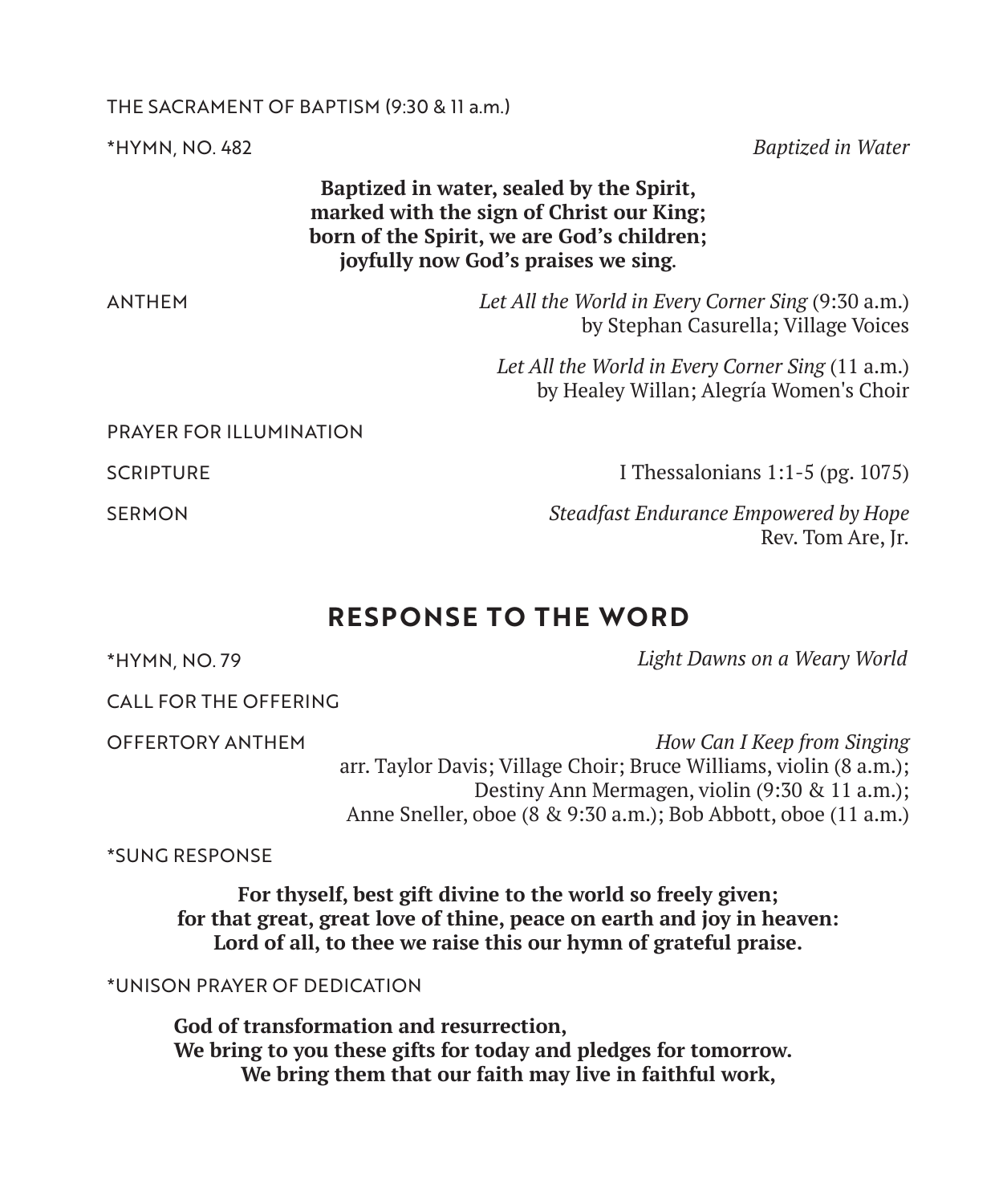THE SACRAMENT OF BAPTISM (9:30 & 11 a.m.)

*HYMN, NO. 482 *Baptized in Water*

**Baptized in water, sealed by the Spirit,**
**marked with the sign of Christ our King;**
**born of the Spirit, we are God's children;**
**joyfully now God's praises we sing.**

ANTHEM *Let All the World in Every Corner Sing* (9:30 a.m.)
by Stephan Casurella; Village Voices

*Let All the World in Every Corner Sing* (11 a.m.)
by Healey Willan; Alegría Women's Choir

PRAYER FOR ILLUMINATION

SCRIPTURE I Thessalonians 1:1-5 (pg. 1075)

SERMON *Steadfast Endurance Empowered by Hope*
Rev. Tom Are, Jr.

## RESPONSE TO THE WORD

*HYMN, NO. 79 *Light Dawns on a Weary World*

CALL FOR THE OFFERING

OFFERTORY ANTHEM *How Can I Keep from Singing*
arr. Taylor Davis; Village Choir; Bruce Williams, violin (8 a.m.);
Destiny Ann Mermagen, violin (9:30 & 11 a.m.);
Anne Sneller, oboe (8 & 9:30 a.m.); Bob Abbott, oboe (11 a.m.)

*SUNG RESPONSE

**For thyself, best gift divine to the world so freely given;**
**for that great, great love of thine, peace on earth and joy in heaven:**
**Lord of all, to thee we raise this our hymn of grateful praise.**

*UNISON PRAYER OF DEDICATION

**God of transformation and resurrection,**
**We bring to you these gifts for today and pledges for tomorrow.**
**We bring them that our faith may live in faithful work,**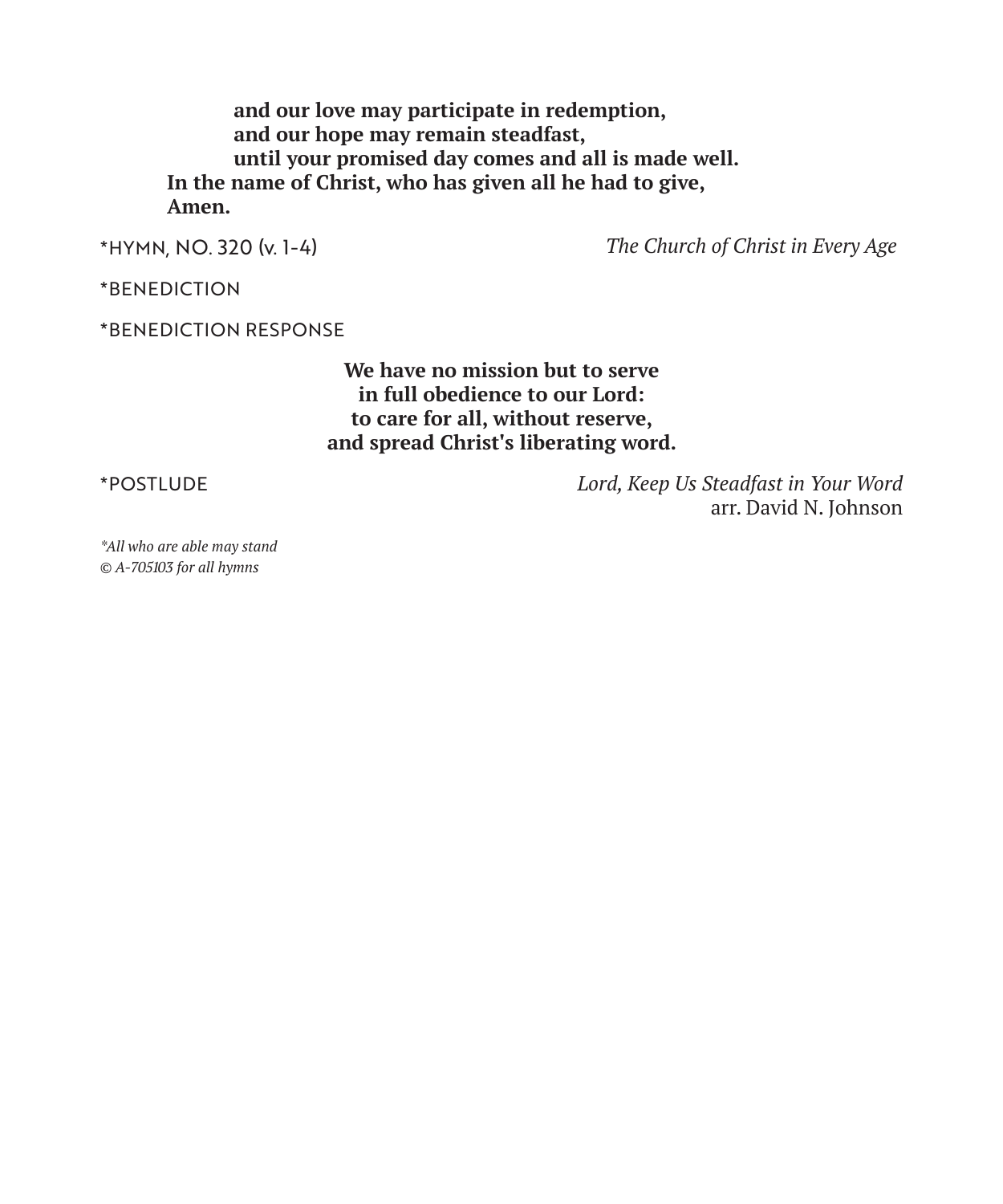**and our love may participate in redemption,**
**and our hope may remain steadfast,**
**until your promised day comes and all is made well.**
**In the name of Christ, who has given all he had to give,**
**Amen.**

*HYMN, NO. 320 (v. 1-4) — *The Church of Christ in Every Age*

*BENEDICTION

*BENEDICTION RESPONSE

**We have no mission but to serve**
**in full obedience to our Lord:**
**to care for all, without reserve,**
**and spread Christ's liberating word.**

*POSTLUDE — *Lord, Keep Us Steadfast in Your Word*
arr. David N. Johnson

*\*All who are able may stand*
*© A-705103 for all hymns*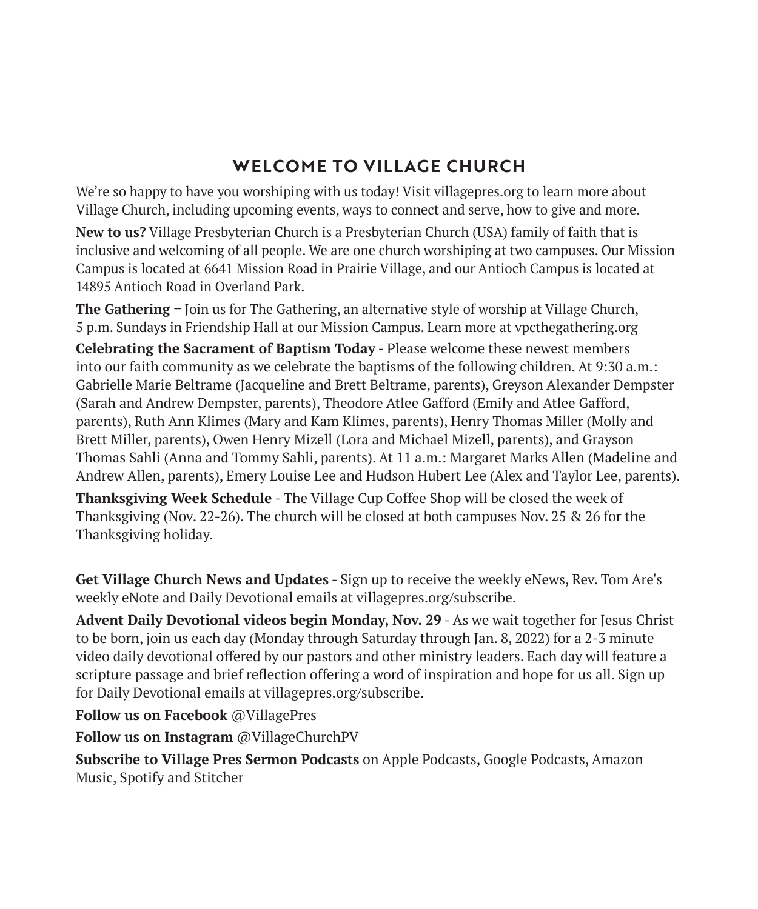## WELCOME TO VILLAGE CHURCH

We're so happy to have you worshiping with us today! Visit villagepres.org to learn more about Village Church, including upcoming events, ways to connect and serve, how to give and more.

**New to us?** Village Presbyterian Church is a Presbyterian Church (USA) family of faith that is inclusive and welcoming of all people. We are one church worshiping at two campuses. Our Mission Campus is located at 6641 Mission Road in Prairie Village, and our Antioch Campus is located at 14895 Antioch Road in Overland Park.

**The Gathering** – Join us for The Gathering, an alternative style of worship at Village Church, 5 p.m. Sundays in Friendship Hall at our Mission Campus. Learn more at vpcthegathering.org

**Celebrating the Sacrament of Baptism Today** - Please welcome these newest members into our faith community as we celebrate the baptisms of the following children. At 9:30 a.m.: Gabrielle Marie Beltrame (Jacqueline and Brett Beltrame, parents), Greyson Alexander Dempster (Sarah and Andrew Dempster, parents), Theodore Atlee Gafford (Emily and Atlee Gafford, parents), Ruth Ann Klimes (Mary and Kam Klimes, parents), Henry Thomas Miller (Molly and Brett Miller, parents), Owen Henry Mizell (Lora and Michael Mizell, parents), and Grayson Thomas Sahli (Anna and Tommy Sahli, parents). At 11 a.m.: Margaret Marks Allen (Madeline and Andrew Allen, parents), Emery Louise Lee and Hudson Hubert Lee (Alex and Taylor Lee, parents).

**Thanksgiving Week Schedule** - The Village Cup Coffee Shop will be closed the week of Thanksgiving (Nov. 22-26). The church will be closed at both campuses Nov. 25 & 26 for the Thanksgiving holiday.

**Get Village Church News and Updates** - Sign up to receive the weekly eNews, Rev. Tom Are's weekly eNote and Daily Devotional emails at villagepres.org/subscribe.

**Advent Daily Devotional videos begin Monday, Nov. 29** - As we wait together for Jesus Christ to be born, join us each day (Monday through Saturday through Jan. 8, 2022) for a 2-3 minute video daily devotional offered by our pastors and other ministry leaders. Each day will feature a scripture passage and brief reflection offering a word of inspiration and hope for us all. Sign up for Daily Devotional emails at villagepres.org/subscribe.

**Follow us on Facebook** @VillagePres

**Follow us on Instagram** @VillageChurchPV

**Subscribe to Village Pres Sermon Podcasts** on Apple Podcasts, Google Podcasts, Amazon Music, Spotify and Stitcher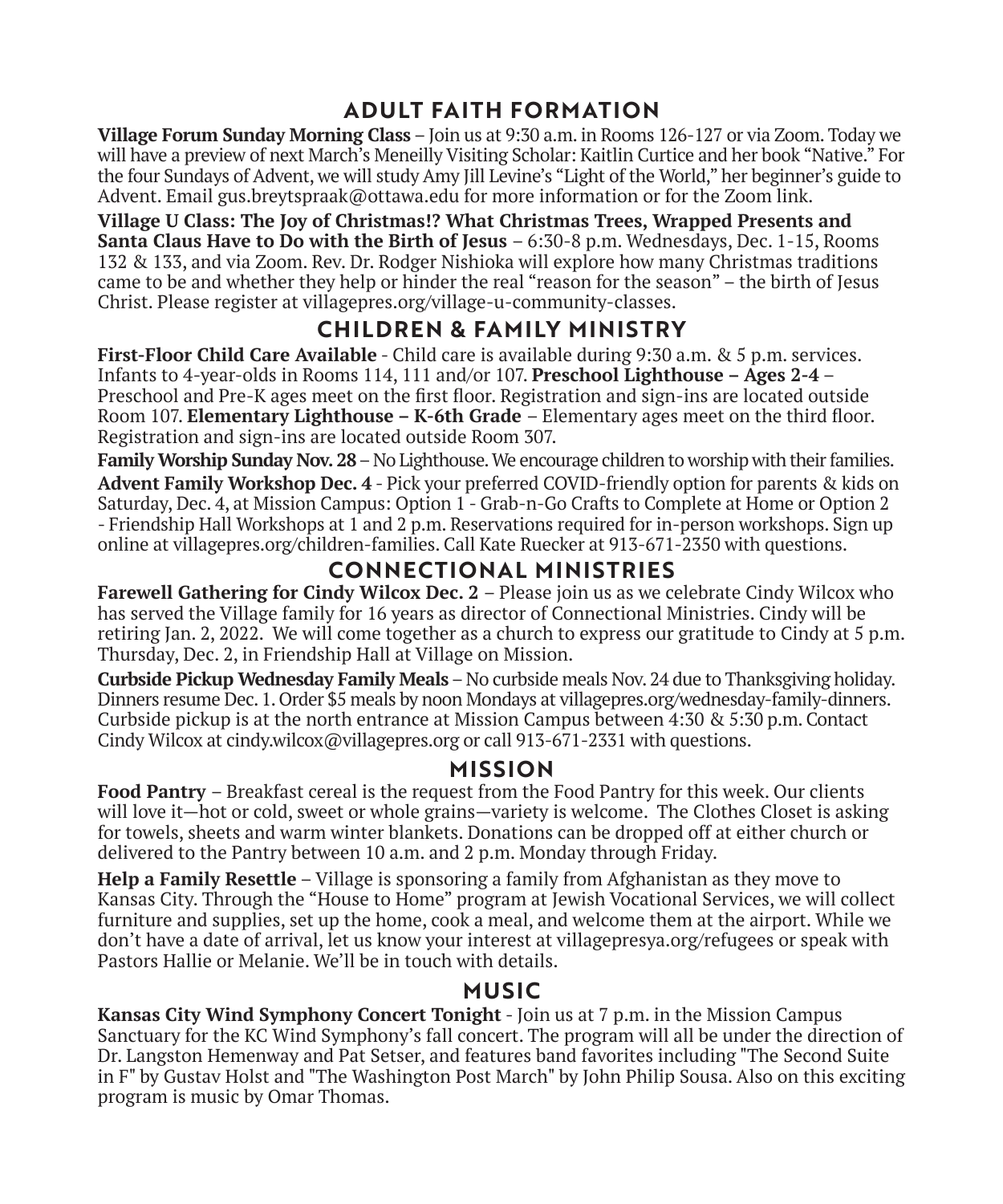## ADULT FAITH FORMATION

**Village Forum Sunday Morning Class** – Join us at 9:30 a.m. in Rooms 126-127 or via Zoom. Today we will have a preview of next March's Meneilly Visiting Scholar: Kaitlin Curtice and her book "Native." For the four Sundays of Advent, we will study Amy Jill Levine's "Light of the World," her beginner's guide to Advent. Email gus.breytspraak@ottawa.edu for more information or for the Zoom link.

**Village U Class: The Joy of Christmas!? What Christmas Trees, Wrapped Presents and Santa Claus Have to Do with the Birth of Jesus** – 6:30-8 p.m. Wednesdays, Dec. 1-15, Rooms 132 & 133, and via Zoom. Rev. Dr. Rodger Nishioka will explore how many Christmas traditions came to be and whether they help or hinder the real "reason for the season" – the birth of Jesus Christ. Please register at villagepres.org/village-u-community-classes.

## CHILDREN & FAMILY MINISTRY

**First-Floor Child Care Available** - Child care is available during 9:30 a.m. & 5 p.m. services. Infants to 4-year-olds in Rooms 114, 111 and/or 107. **Preschool Lighthouse – Ages 2-4** – Preschool and Pre-K ages meet on the first floor. Registration and sign-ins are located outside Room 107. **Elementary Lighthouse – K-6th Grade** – Elementary ages meet on the third floor. Registration and sign-ins are located outside Room 307.

**Family Worship Sunday Nov. 28** – No Lighthouse. We encourage children to worship with their families.

**Advent Family Workshop Dec. 4** - Pick your preferred COVID-friendly option for parents & kids on Saturday, Dec. 4, at Mission Campus: Option 1 - Grab-n-Go Crafts to Complete at Home or Option 2 - Friendship Hall Workshops at 1 and 2 p.m. Reservations required for in-person workshops. Sign up online at villagepres.org/children-families. Call Kate Ruecker at 913-671-2350 with questions.

## CONNECTIONAL MINISTRIES

**Farewell Gathering for Cindy Wilcox Dec. 2** – Please join us as we celebrate Cindy Wilcox who has served the Village family for 16 years as director of Connectional Ministries. Cindy will be retiring Jan. 2, 2022. We will come together as a church to express our gratitude to Cindy at 5 p.m. Thursday, Dec. 2, in Friendship Hall at Village on Mission.

**Curbside Pickup Wednesday Family Meals** – No curbside meals Nov. 24 due to Thanksgiving holiday. Dinners resume Dec. 1. Order $5 meals by noon Mondays at villagepres.org/wednesday-family-dinners. Curbside pickup is at the north entrance at Mission Campus between 4:30 & 5:30 p.m. Contact Cindy Wilcox at cindy.wilcox@villagepres.org or call 913-671-2331 with questions.

## MISSION

**Food Pantry** – Breakfast cereal is the request from the Food Pantry for this week. Our clients will love it—hot or cold, sweet or whole grains—variety is welcome. The Clothes Closet is asking for towels, sheets and warm winter blankets. Donations can be dropped off at either church or delivered to the Pantry between 10 a.m. and 2 p.m. Monday through Friday.

**Help a Family Resettle** – Village is sponsoring a family from Afghanistan as they move to Kansas City. Through the "House to Home" program at Jewish Vocational Services, we will collect furniture and supplies, set up the home, cook a meal, and welcome them at the airport. While we don't have a date of arrival, let us know your interest at villagepresya.org/refugees or speak with Pastors Hallie or Melanie. We'll be in touch with details.

## MUSIC

**Kansas City Wind Symphony Concert Tonight** - Join us at 7 p.m. in the Mission Campus Sanctuary for the KC Wind Symphony's fall concert. The program will all be under the direction of Dr. Langston Hemenway and Pat Setser, and features band favorites including "The Second Suite in F" by Gustav Holst and "The Washington Post March" by John Philip Sousa. Also on this exciting program is music by Omar Thomas.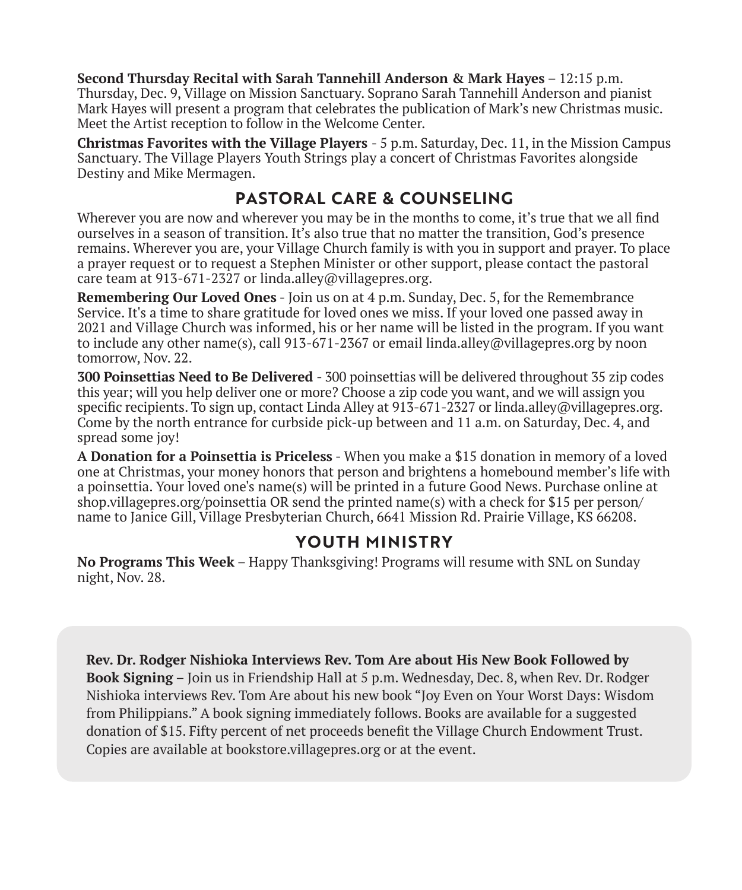**Second Thursday Recital with Sarah Tannehill Anderson & Mark Hayes** – 12:15 p.m. Thursday, Dec. 9, Village on Mission Sanctuary. Soprano Sarah Tannehill Anderson and pianist Mark Hayes will present a program that celebrates the publication of Mark's new Christmas music. Meet the Artist reception to follow in the Welcome Center.

**Christmas Favorites with the Village Players** - 5 p.m. Saturday, Dec. 11, in the Mission Campus Sanctuary. The Village Players Youth Strings play a concert of Christmas Favorites alongside Destiny and Mike Mermagen.

## PASTORAL CARE & COUNSELING

Wherever you are now and wherever you may be in the months to come, it's true that we all find ourselves in a season of transition. It's also true that no matter the transition, God's presence remains. Wherever you are, your Village Church family is with you in support and prayer. To place a prayer request or to request a Stephen Minister or other support, please contact the pastoral care team at 913-671-2327 or linda.alley@villagepres.org.

**Remembering Our Loved Ones** - Join us on at 4 p.m. Sunday, Dec. 5, for the Remembrance Service. It's a time to share gratitude for loved ones we miss. If your loved one passed away in 2021 and Village Church was informed, his or her name will be listed in the program. If you want to include any other name(s), call 913-671-2367 or email linda.alley@villagepres.org by noon tomorrow, Nov. 22.

**300 Poinsettias Need to Be Delivered** - 300 poinsettias will be delivered throughout 35 zip codes this year; will you help deliver one or more? Choose a zip code you want, and we will assign you specific recipients. To sign up, contact Linda Alley at 913-671-2327 or linda.alley@villagepres.org. Come by the north entrance for curbside pick-up between and 11 a.m. on Saturday, Dec. 4, and spread some joy!

**A Donation for a Poinsettia is Priceless** - When you make a $15 donation in memory of a loved one at Christmas, your money honors that person and brightens a homebound member's life with a poinsettia. Your loved one's name(s) will be printed in a future Good News. Purchase online at shop.villagepres.org/poinsettia OR send the printed name(s) with a check for $15 per person/name to Janice Gill, Village Presbyterian Church, 6641 Mission Rd. Prairie Village, KS 66208.

## YOUTH MINISTRY

**No Programs This Week** – Happy Thanksgiving! Programs will resume with SNL on Sunday night, Nov. 28.

**Rev. Dr. Rodger Nishioka Interviews Rev. Tom Are about His New Book Followed by Book Signing** – Join us in Friendship Hall at 5 p.m. Wednesday, Dec. 8, when Rev. Dr. Rodger Nishioka interviews Rev. Tom Are about his new book "Joy Even on Your Worst Days: Wisdom from Philippians." A book signing immediately follows. Books are available for a suggested donation of $15. Fifty percent of net proceeds benefit the Village Church Endowment Trust. Copies are available at bookstore.villagepres.org or at the event.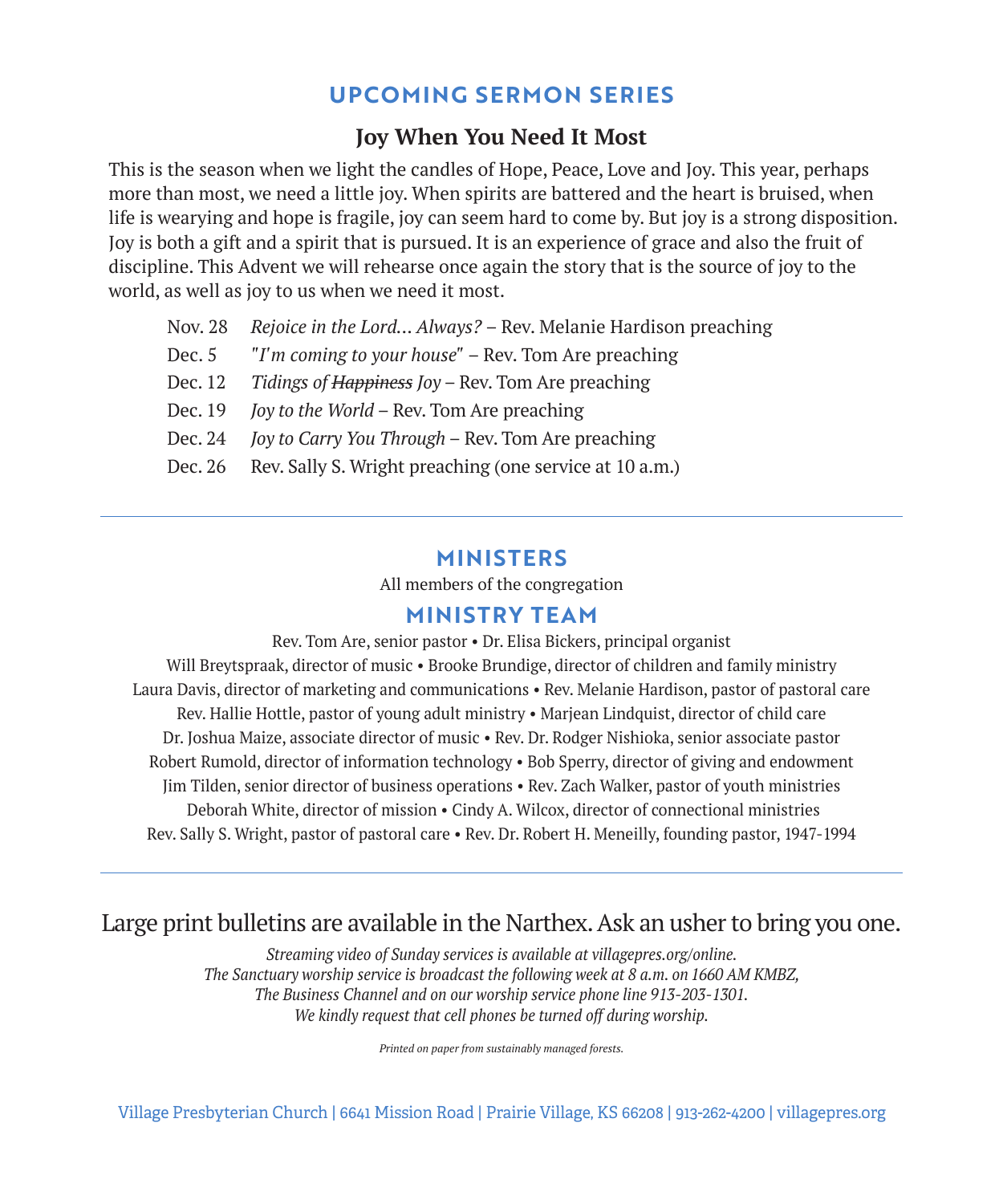## UPCOMING SERMON SERIES

### Joy When You Need It Most

This is the season when we light the candles of Hope, Peace, Love and Joy. This year, perhaps more than most, we need a little joy. When spirits are battered and the heart is bruised, when life is wearying and hope is fragile, joy can seem hard to come by. But joy is a strong disposition. Joy is both a gift and a spirit that is pursued. It is an experience of grace and also the fruit of discipline. This Advent we will rehearse once again the story that is the source of joy to the world, as well as joy to us when we need it most.

| | |
|---|---|
| Nov. 28 | *Rejoice in the Lord… Always?* – Rev. Melanie Hardison preaching |
| Dec. 5 | *"I'm coming to your house"* – Rev. Tom Are preaching |
| Dec. 12 | *Tidings of ~~Happiness~~ Joy* – Rev. Tom Are preaching |
| Dec. 19 | *Joy to the World* – Rev. Tom Are preaching |
| Dec. 24 | *Joy to Carry You Through* – Rev. Tom Are preaching |
| Dec. 26 | Rev. Sally S. Wright preaching (one service at 10 a.m.) |

---

## MINISTERS

All members of the congregation

## MINISTRY TEAM

Rev. Tom Are, senior pastor • Dr. Elisa Bickers, principal organist
Will Breytspraak, director of music • Brooke Brundige, director of children and family ministry
Laura Davis, director of marketing and communications • Rev. Melanie Hardison, pastor of pastoral care
Rev. Hallie Hottle, pastor of young adult ministry • Marjean Lindquist, director of child care
Dr. Joshua Maize, associate director of music • Rev. Dr. Rodger Nishioka, senior associate pastor
Robert Rumold, director of information technology • Bob Sperry, director of giving and endowment
Jim Tilden, senior director of business operations • Rev. Zach Walker, pastor of youth ministries
Deborah White, director of mission • Cindy A. Wilcox, director of connectional ministries
Rev. Sally S. Wright, pastor of pastoral care • Rev. Dr. Robert H. Meneilly, founding pastor, 1947-1994

---

Large print bulletins are available in the Narthex. Ask an usher to bring you one.

*Streaming video of Sunday services is available at villagepres.org/online.*
*The Sanctuary worship service is broadcast the following week at 8 a.m. on 1660 AM KMBZ,*
*The Business Channel and on our worship service phone line 913-203-1301.*
*We kindly request that cell phones be turned off during worship.*

*Printed on paper from sustainably managed forests.*

Village Presbyterian Church | 6641 Mission Road | Prairie Village, KS 66208 | 913-262-4200 | villagepres.org